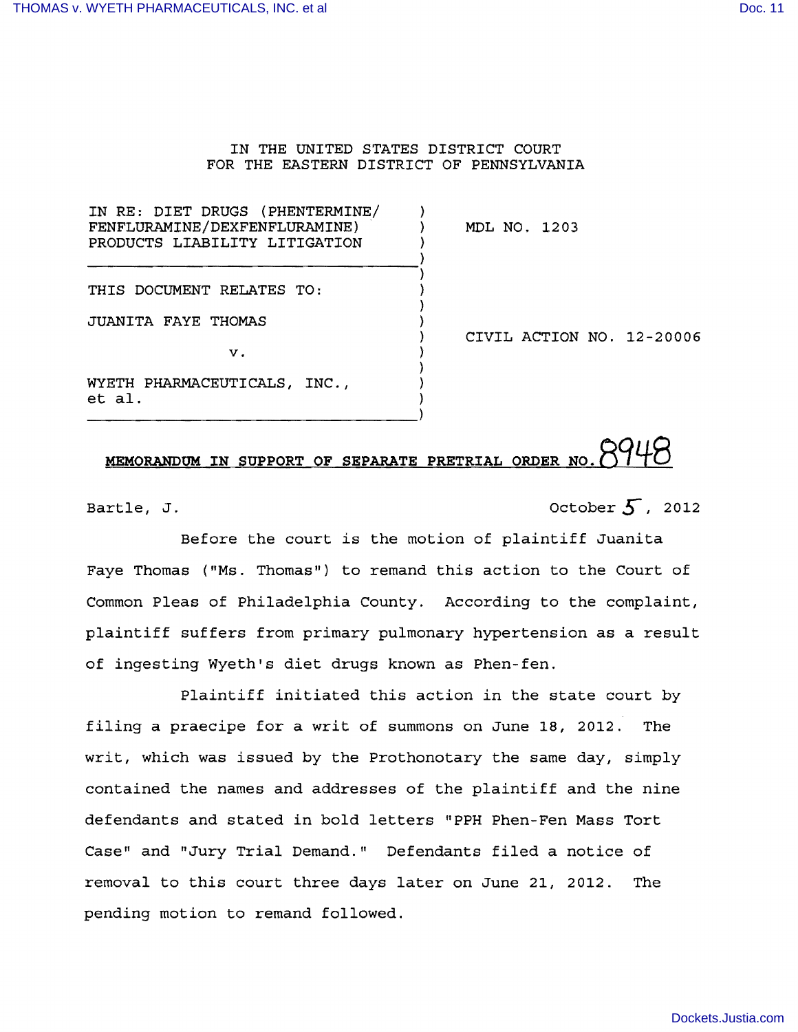IN THE UNITED STATES DISTRICT COURT
FOR THE EASTERN DISTRICT OF PENNSYLVANIA

| | |
|---|---|
| IN RE: DIET DRUGS (PHENTERMINE/ FENFLURAMINE/DEXFENFLURAMINE) PRODUCTS LIABILITY LITIGATION | MDL NO. 1203 |
| THIS DOCUMENT RELATES TO: JUANITA FAYE THOMAS v. WYETH PHARMACEUTICALS, INC., et al. | CIVIL ACTION NO. 12-20006 |

**MEMORANDUM IN SUPPORT OF SEPARATE PRETRIAL ORDER NO. 8948**

Bartle, J. October 5, 2012

Before the court is the motion of plaintiff Juanita Faye Thomas ("Ms. Thomas") to remand this action to the Court of Common Pleas of Philadelphia County. According to the complaint, plaintiff suffers from primary pulmonary hypertension as a result of ingesting Wyeth's diet drugs known as Phen-fen.

Plaintiff initiated this action in the state court by filing a praecipe for a writ of summons on June 18, 2012. The writ, which was issued by the Prothonotary the same day, simply contained the names and addresses of the plaintiff and the nine defendants and stated in bold letters "PPH Phen-Fen Mass Tort Case" and "Jury Trial Demand." Defendants filed a notice of removal to this court three days later on June 21, 2012. The pending motion to remand followed.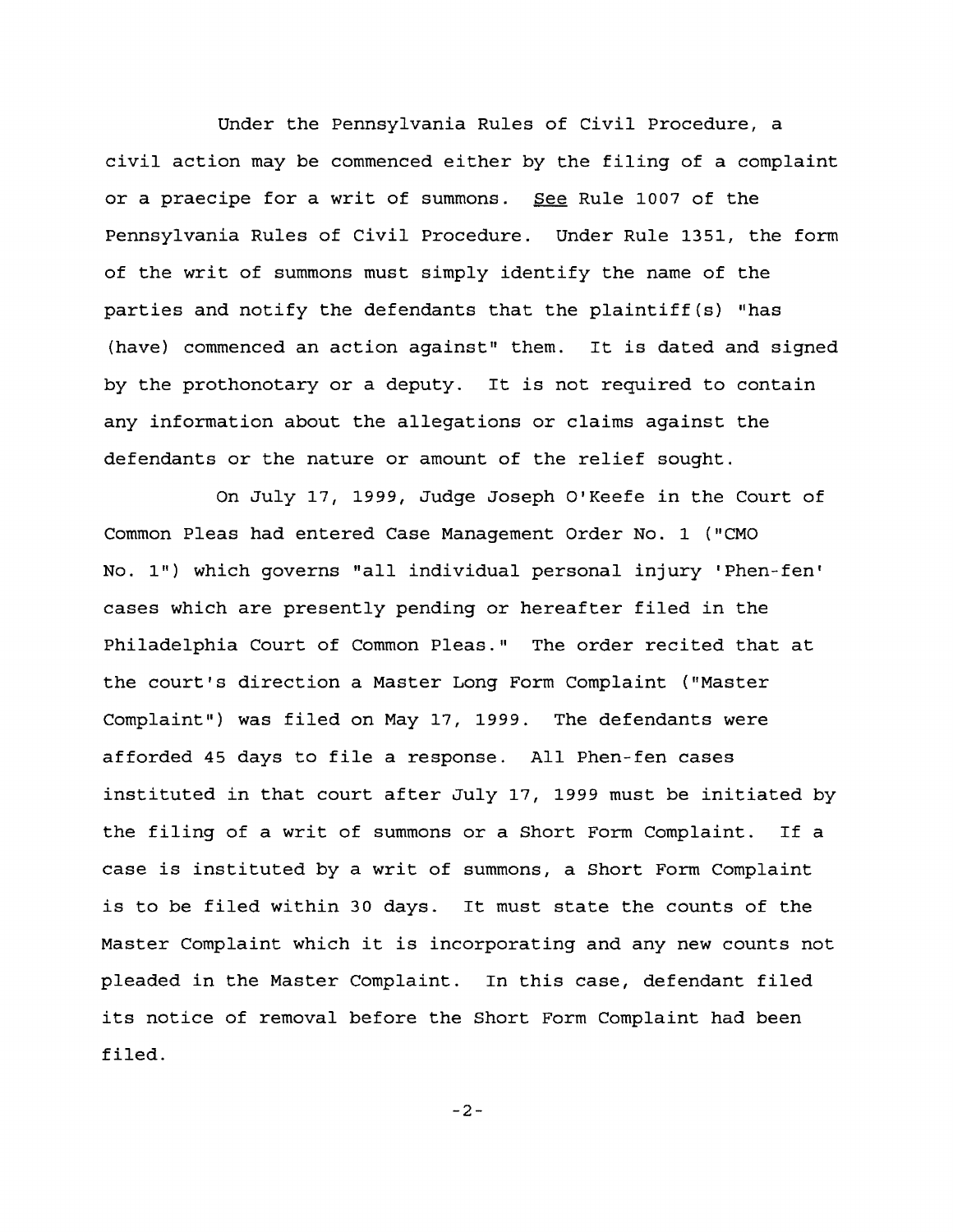Under the Pennsylvania Rules of Civil Procedure, a civil action may be commenced either by the filing of a complaint or a praecipe for a writ of summons. _See_ Rule 1007 of the Pennsylvania Rules of Civil Procedure. Under Rule 1351, the form of the writ of summons must simply identify the name of the parties and notify the defendants that the plaintiff(s) "has (have) commenced an action against" them. It is dated and signed by the prothonotary or a deputy. It is not required to contain any information about the allegations or claims against the defendants or the nature or amount of the relief sought.

On July 17, 1999, Judge Joseph O'Keefe in the Court of Common Pleas had entered Case Management Order No. 1 ("CMO No. 1") which governs "all individual personal injury 'Phen-fen' cases which are presently pending or hereafter filed in the Philadelphia Court of Common Pleas." The order recited that at the court's direction a Master Long Form Complaint ("Master Complaint") was filed on May 17, 1999. The defendants were afforded 45 days to file a response. All Phen-fen cases instituted in that court after July 17, 1999 must be initiated by the filing of a writ of summons or a Short Form Complaint. If a case is instituted by a writ of summons, a Short Form Complaint is to be filed within 30 days. It must state the counts of the Master Complaint which it is incorporating and any new counts not pleaded in the Master Complaint. In this case, defendant filed its notice of removal before the Short Form Complaint had been filed.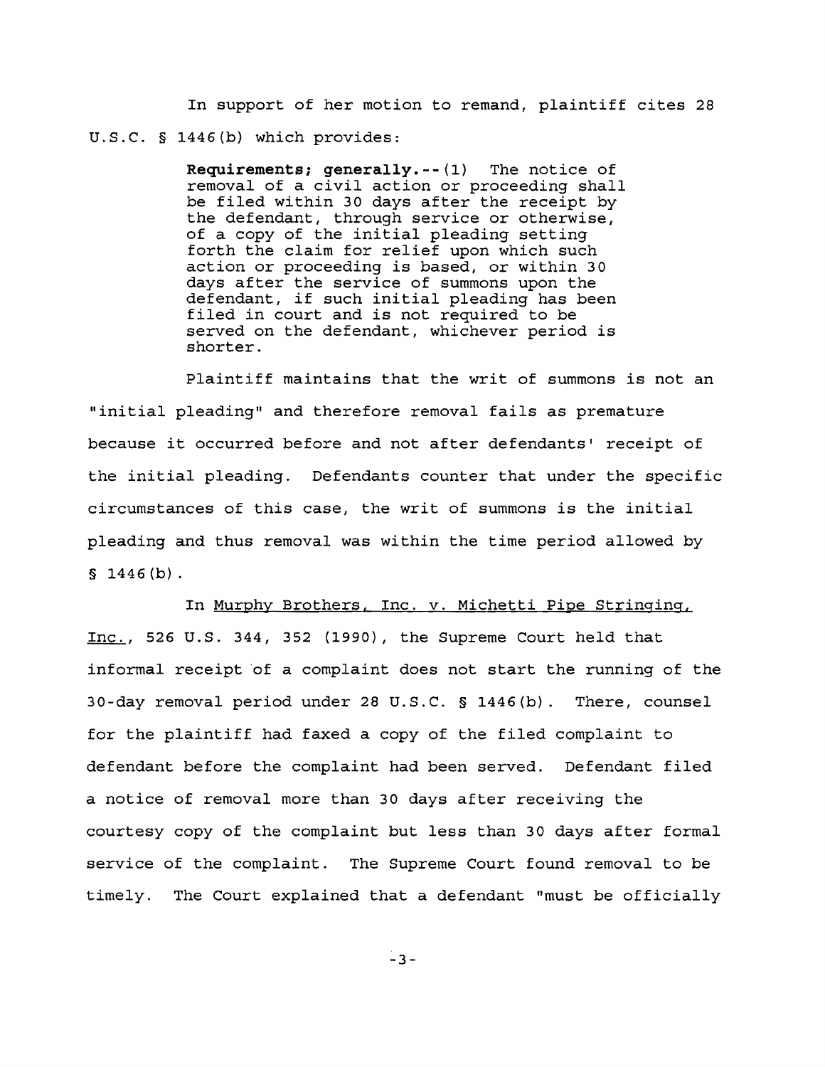In support of her motion to remand, plaintiff cites 28 U.S.C. § 1446(b) which provides:

> **Requirements; generally.**--(1) The notice of removal of a civil action or proceeding shall be filed within 30 days after the receipt by the defendant, through service or otherwise, of a copy of the initial pleading setting forth the claim for relief upon which such action or proceeding is based, or within 30 days after the service of summons upon the defendant, if such initial pleading has been filed in court and is not required to be served on the defendant, whichever period is shorter.

Plaintiff maintains that the writ of summons is not an "initial pleading" and therefore removal fails as premature because it occurred before and not after defendants' receipt of the initial pleading. Defendants counter that under the specific circumstances of this case, the writ of summons is the initial pleading and thus removal was within the time period allowed by § 1446(b).

In Murphy Brothers, Inc. v. Michetti Pipe Stringing, Inc., 526 U.S. 344, 352 (1990), the Supreme Court held that informal receipt of a complaint does not start the running of the 30-day removal period under 28 U.S.C. § 1446(b). There, counsel for the plaintiff had faxed a copy of the filed complaint to defendant before the complaint had been served. Defendant filed a notice of removal more than 30 days after receiving the courtesy copy of the complaint but less than 30 days after formal service of the complaint. The Supreme Court found removal to be timely. The Court explained that a defendant "must be officially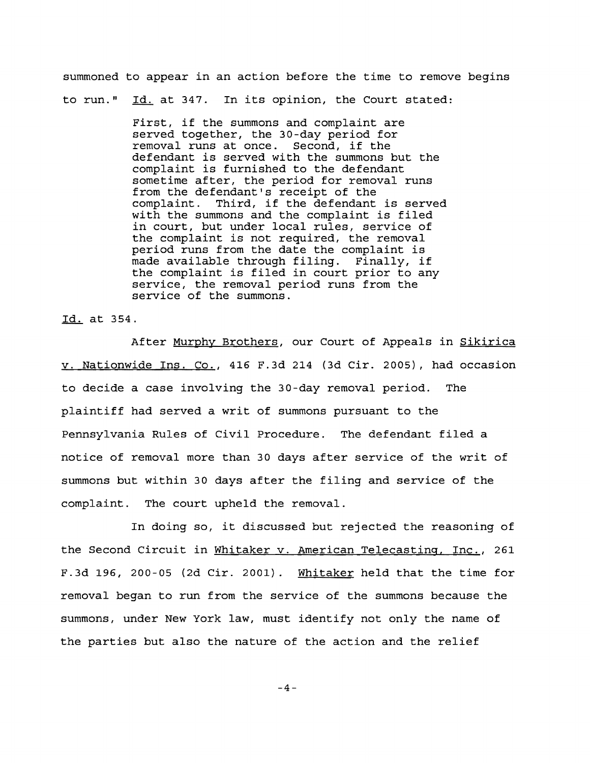summoned to appear in an action before the time to remove begins to run." Id. at 347. In its opinion, the Court stated:

> First, if the summons and complaint are served together, the 30-day period for removal runs at once. Second, if the defendant is served with the summons but the complaint is furnished to the defendant sometime after, the period for removal runs from the defendant's receipt of the complaint. Third, if the defendant is served with the summons and the complaint is filed in court, but under local rules, service of the complaint is not required, the removal period runs from the date the complaint is made available through filing. Finally, if the complaint is filed in court prior to any service, the removal period runs from the service of the summons.

Id. at 354.

After Murphy Brothers, our Court of Appeals in Sikirica v. Nationwide Ins. Co., 416 F.3d 214 (3d Cir. 2005), had occasion to decide a case involving the 30-day removal period. The plaintiff had served a writ of summons pursuant to the Pennsylvania Rules of Civil Procedure. The defendant filed a notice of removal more than 30 days after service of the writ of summons but within 30 days after the filing and service of the complaint. The court upheld the removal.

In doing so, it discussed but rejected the reasoning of the Second Circuit in Whitaker v. American Telecasting, Inc., 261 F.3d 196, 200-05 (2d Cir. 2001). Whitaker held that the time for removal began to run from the service of the summons because the summons, under New York law, must identify not only the name of the parties but also the nature of the action and the relief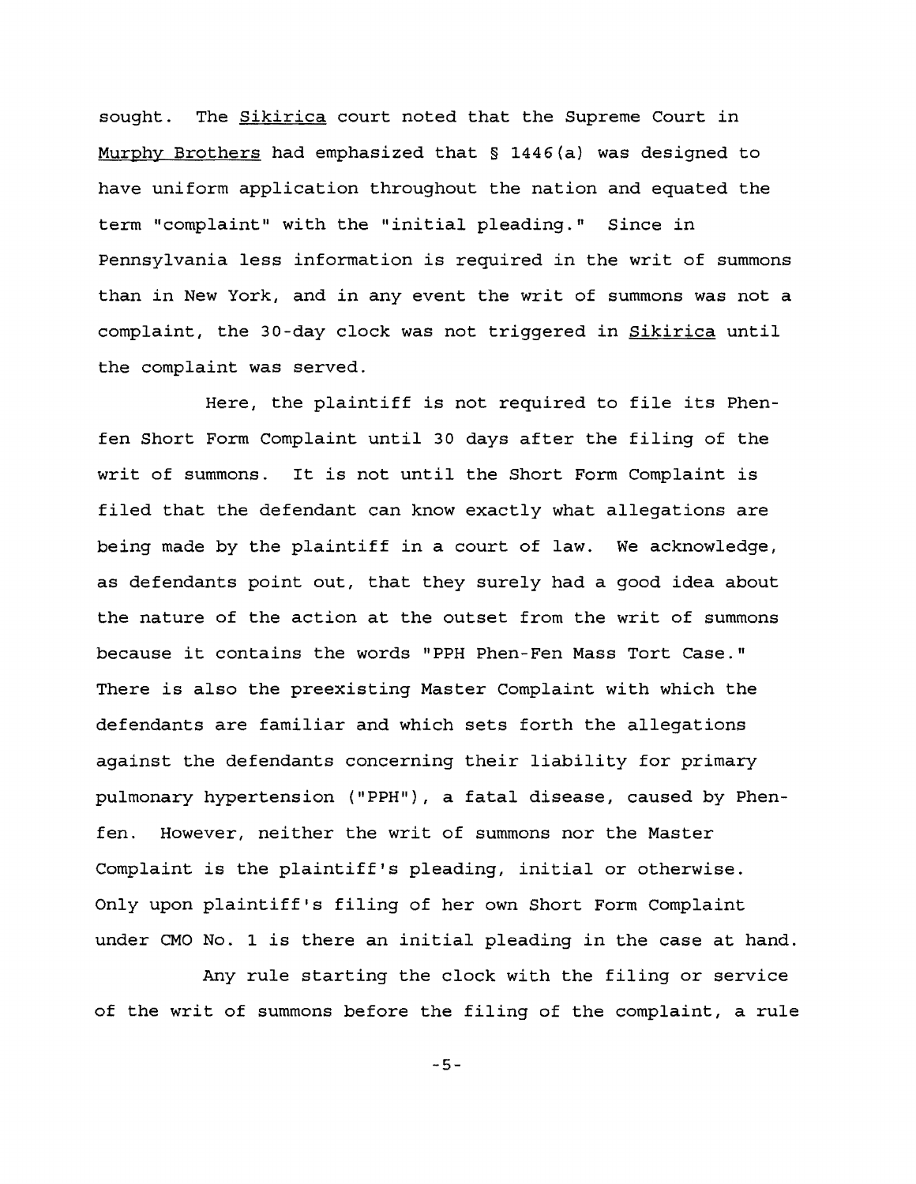sought. The _Sikirica_ court noted that the Supreme Court in _Murphy Brothers_ had emphasized that § 1446(a) was designed to have uniform application throughout the nation and equated the term "complaint" with the "initial pleading." Since in Pennsylvania less information is required in the writ of summons than in New York, and in any event the writ of summons was not a complaint, the 30-day clock was not triggered in _Sikirica_ until the complaint was served.

Here, the plaintiff is not required to file its Phen-fen Short Form Complaint until 30 days after the filing of the writ of summons. It is not until the Short Form Complaint is filed that the defendant can know exactly what allegations are being made by the plaintiff in a court of law. We acknowledge, as defendants point out, that they surely had a good idea about the nature of the action at the outset from the writ of summons because it contains the words "PPH Phen-Fen Mass Tort Case." There is also the preexisting Master Complaint with which the defendants are familiar and which sets forth the allegations against the defendants concerning their liability for primary pulmonary hypertension ("PPH"), a fatal disease, caused by Phen-fen. However, neither the writ of summons nor the Master Complaint is the plaintiff's pleading, initial or otherwise. Only upon plaintiff's filing of her own Short Form Complaint under CMO No. 1 is there an initial pleading in the case at hand.

Any rule starting the clock with the filing or service of the writ of summons before the filing of the complaint, a rule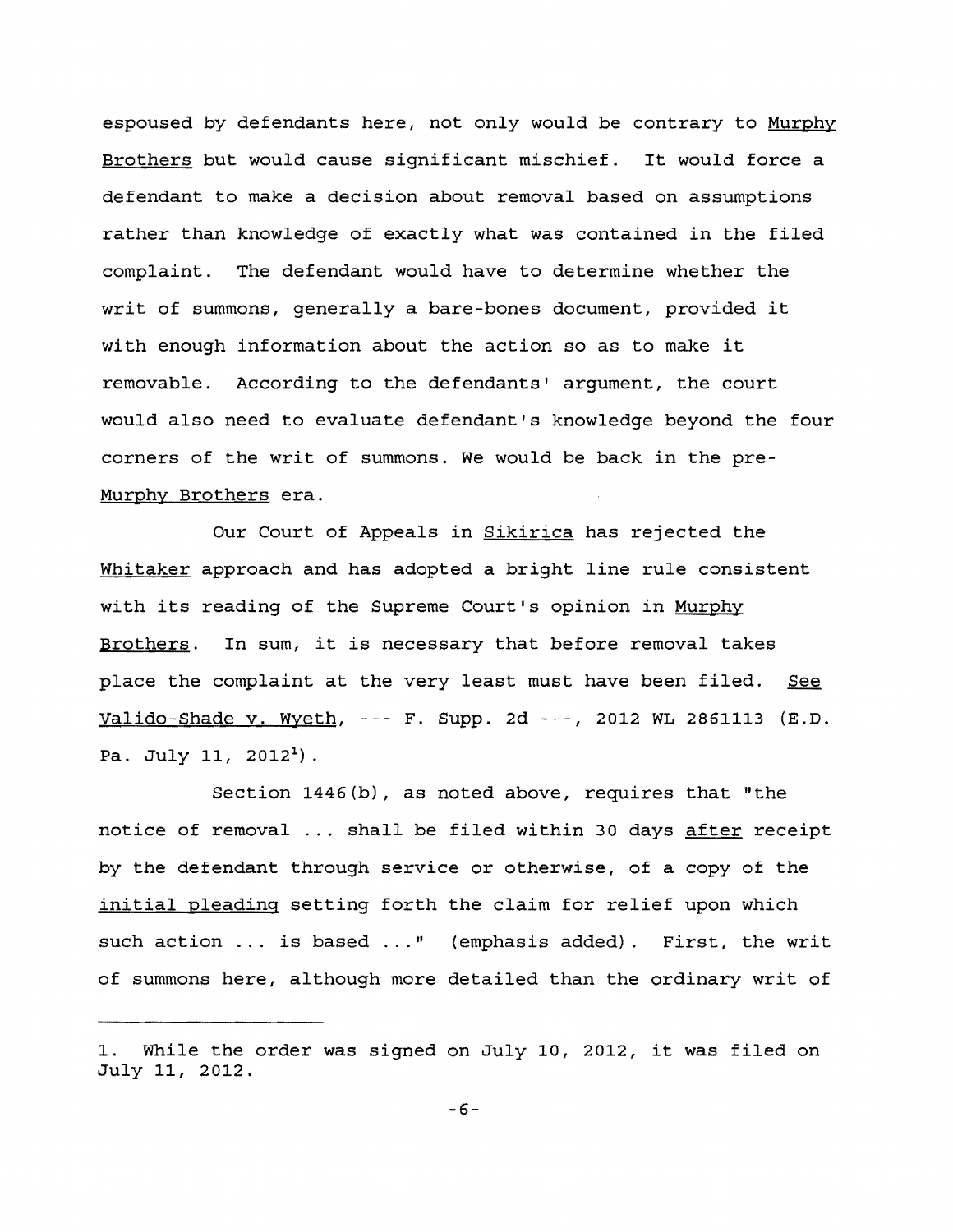espoused by defendants here, not only would be contrary to Murphy Brothers but would cause significant mischief. It would force a defendant to make a decision about removal based on assumptions rather than knowledge of exactly what was contained in the filed complaint. The defendant would have to determine whether the writ of summons, generally a bare-bones document, provided it with enough information about the action so as to make it removable. According to the defendants' argument, the court would also need to evaluate defendant's knowledge beyond the four corners of the writ of summons. We would be back in the pre-Murphy Brothers era.

Our Court of Appeals in Sikirica has rejected the Whitaker approach and has adopted a bright line rule consistent with its reading of the Supreme Court's opinion in Murphy Brothers. In sum, it is necessary that before removal takes place the complaint at the very least must have been filed. See Valido-Shade v. Wyeth, --- F. Supp. 2d ---, 2012 WL 2861113 (E.D. Pa. July 11, 2012[1]).

Section 1446(b), as noted above, requires that "the notice of removal ... shall be filed within 30 days after receipt by the defendant through service or otherwise, of a copy of the initial pleading setting forth the claim for relief upon which such action ... is based ..." (emphasis added). First, the writ of summons here, although more detailed than the ordinary writ of

---

1. While the order was signed on July 10, 2012, it was filed on July 11, 2012.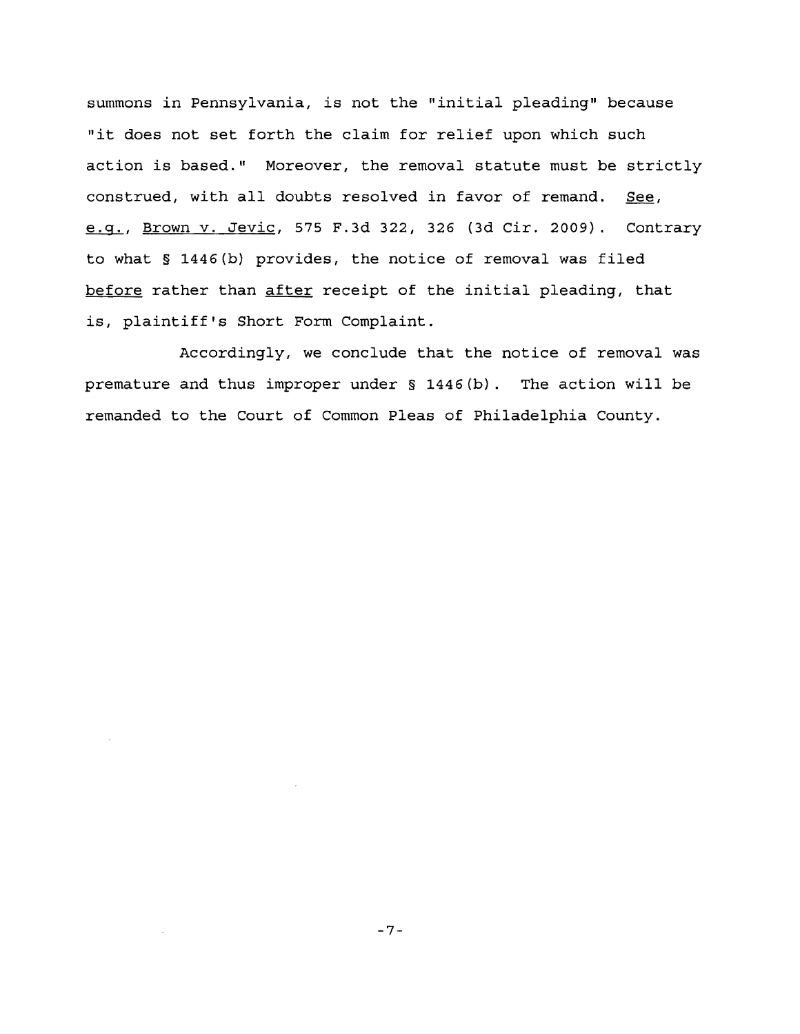summons in Pennsylvania, is not the "initial pleading" because "it does not set forth the claim for relief upon which such action is based." Moreover, the removal statute must be strictly construed, with all doubts resolved in favor of remand. See, e.g., Brown v. Jevic, 575 F.3d 322, 326 (3d Cir. 2009). Contrary to what § 1446(b) provides, the notice of removal was filed before rather than after receipt of the initial pleading, that is, plaintiff's Short Form Complaint.

Accordingly, we conclude that the notice of removal was premature and thus improper under § 1446(b). The action will be remanded to the Court of Common Pleas of Philadelphia County.